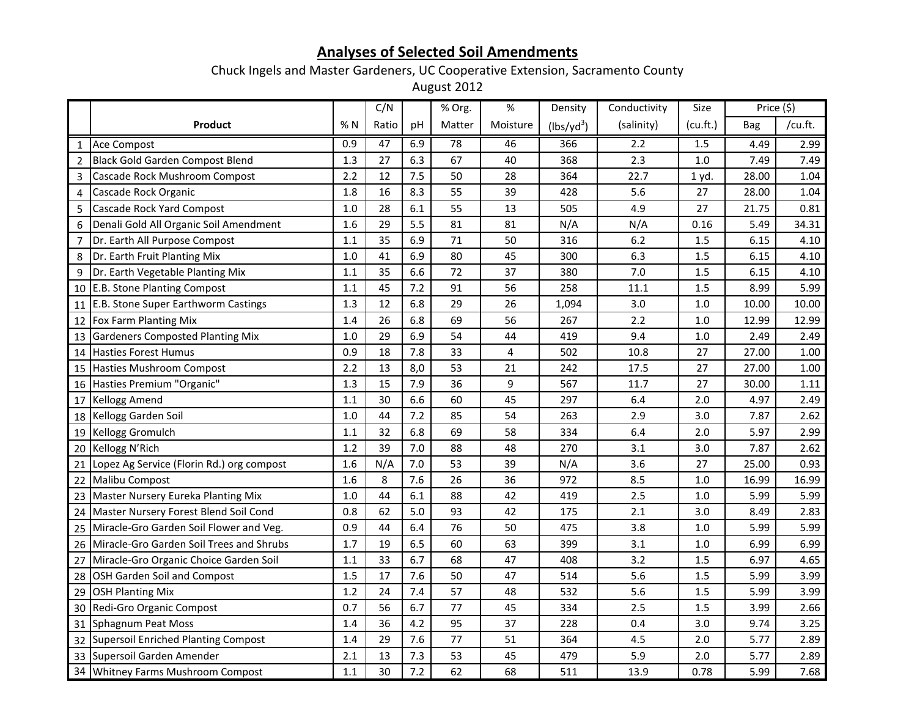# Analyses of Selected Soil Amendments

Chuck Ingels and Master Gardeners, UC Cooperative Extension, Sacramento County

August 2012

| | | | C/N | | % Org. | % | Density | Conductivity | Size | Price ($) | |
|---|---|---|---|---|---|---|---|---|---|---|---|
| | **Product** | % N | Ratio | pH | Matter | Moisture | (lbs/yd$^3$) | (salinity) | (cu.ft.) | Bag | /cu.ft. |
| 1 | Ace Compost | 0.9 | 47 | 6.9 | 78 | 46 | 366 | 2.2 | 1.5 | 4.49 | 2.99 |
| 2 | Black Gold Garden Compost Blend | 1.3 | 27 | 6.3 | 67 | 40 | 368 | 2.3 | 1.0 | 7.49 | 7.49 |
| 3 | Cascade Rock Mushroom Compost | 2.2 | 12 | 7.5 | 50 | 28 | 364 | 22.7 | 1 yd. | 28.00 | 1.04 |
| 4 | Cascade Rock Organic | 1.8 | 16 | 8.3 | 55 | 39 | 428 | 5.6 | 27 | 28.00 | 1.04 |
| 5 | Cascade Rock Yard Compost | 1.0 | 28 | 6.1 | 55 | 13 | 505 | 4.9 | 27 | 21.75 | 0.81 |
| 6 | Denali Gold All Organic Soil Amendment | 1.6 | 29 | 5.5 | 81 | 81 | N/A | N/A | 0.16 | 5.49 | 34.31 |
| 7 | Dr. Earth All Purpose Compost | 1.1 | 35 | 6.9 | 71 | 50 | 316 | 6.2 | 1.5 | 6.15 | 4.10 |
| 8 | Dr. Earth Fruit Planting Mix | 1.0 | 41 | 6.9 | 80 | 45 | 300 | 6.3 | 1.5 | 6.15 | 4.10 |
| 9 | Dr. Earth Vegetable Planting Mix | 1.1 | 35 | 6.6 | 72 | 37 | 380 | 7.0 | 1.5 | 6.15 | 4.10 |
| 10 | E.B. Stone Planting Compost | 1.1 | 45 | 7.2 | 91 | 56 | 258 | 11.1 | 1.5 | 8.99 | 5.99 |
| 11 | E.B. Stone Super Earthworm Castings | 1.3 | 12 | 6.8 | 29 | 26 | 1,094 | 3.0 | 1.0 | 10.00 | 10.00 |
| 12 | Fox Farm Planting Mix | 1.4 | 26 | 6.8 | 69 | 56 | 267 | 2.2 | 1.0 | 12.99 | 12.99 |
| 13 | Gardeners Composted Planting Mix | 1.0 | 29 | 6.9 | 54 | 44 | 419 | 9.4 | 1.0 | 2.49 | 2.49 |
| 14 | Hasties Forest Humus | 0.9 | 18 | 7.8 | 33 | 4 | 502 | 10.8 | 27 | 27.00 | 1.00 |
| 15 | Hasties Mushroom Compost | 2.2 | 13 | 8,0 | 53 | 21 | 242 | 17.5 | 27 | 27.00 | 1.00 |
| 16 | Hasties Premium "Organic" | 1.3 | 15 | 7.9 | 36 | 9 | 567 | 11.7 | 27 | 30.00 | 1.11 |
| 17 | Kellogg Amend | 1.1 | 30 | 6.6 | 60 | 45 | 297 | 6.4 | 2.0 | 4.97 | 2.49 |
| 18 | Kellogg Garden Soil | 1.0 | 44 | 7.2 | 85 | 54 | 263 | 2.9 | 3.0 | 7.87 | 2.62 |
| 19 | Kellogg Gromulch | 1.1 | 32 | 6.8 | 69 | 58 | 334 | 6.4 | 2.0 | 5.97 | 2.99 |
| 20 | Kellogg N'Rich | 1.2 | 39 | 7.0 | 88 | 48 | 270 | 3.1 | 3.0 | 7.87 | 2.62 |
| 21 | Lopez Ag Service (Florin Rd.) org compost | 1.6 | N/A | 7.0 | 53 | 39 | N/A | 3.6 | 27 | 25.00 | 0.93 |
| 22 | Malibu Compost | 1.6 | 8 | 7.6 | 26 | 36 | 972 | 8.5 | 1.0 | 16.99 | 16.99 |
| 23 | Master Nursery Eureka Planting Mix | 1.0 | 44 | 6.1 | 88 | 42 | 419 | 2.5 | 1.0 | 5.99 | 5.99 |
| 24 | Master Nursery Forest Blend Soil Cond | 0.8 | 62 | 5.0 | 93 | 42 | 175 | 2.1 | 3.0 | 8.49 | 2.83 |
| 25 | Miracle-Gro Garden Soil Flower and Veg. | 0.9 | 44 | 6.4 | 76 | 50 | 475 | 3.8 | 1.0 | 5.99 | 5.99 |
| 26 | Miracle-Gro Garden Soil Trees and Shrubs | 1.7 | 19 | 6.5 | 60 | 63 | 399 | 3.1 | 1.0 | 6.99 | 6.99 |
| 27 | Miracle-Gro Organic Choice Garden Soil | 1.1 | 33 | 6.7 | 68 | 47 | 408 | 3.2 | 1.5 | 6.97 | 4.65 |
| 28 | OSH Garden Soil and Compost | 1.5 | 17 | 7.6 | 50 | 47 | 514 | 5.6 | 1.5 | 5.99 | 3.99 |
| 29 | OSH Planting Mix | 1.2 | 24 | 7.4 | 57 | 48 | 532 | 5.6 | 1.5 | 5.99 | 3.99 |
| 30 | Redi-Gro Organic Compost | 0.7 | 56 | 6.7 | 77 | 45 | 334 | 2.5 | 1.5 | 3.99 | 2.66 |
| 31 | Sphagnum Peat Moss | 1.4 | 36 | 4.2 | 95 | 37 | 228 | 0.4 | 3.0 | 9.74 | 3.25 |
| 32 | Supersoil Enriched Planting Compost | 1.4 | 29 | 7.6 | 77 | 51 | 364 | 4.5 | 2.0 | 5.77 | 2.89 |
| 33 | Supersoil Garden Amender | 2.1 | 13 | 7.3 | 53 | 45 | 479 | 5.9 | 2.0 | 5.77 | 2.89 |
| 34 | Whitney Farms Mushroom Compost | 1.1 | 30 | 7.2 | 62 | 68 | 511 | 13.9 | 0.78 | 5.99 | 7.68 |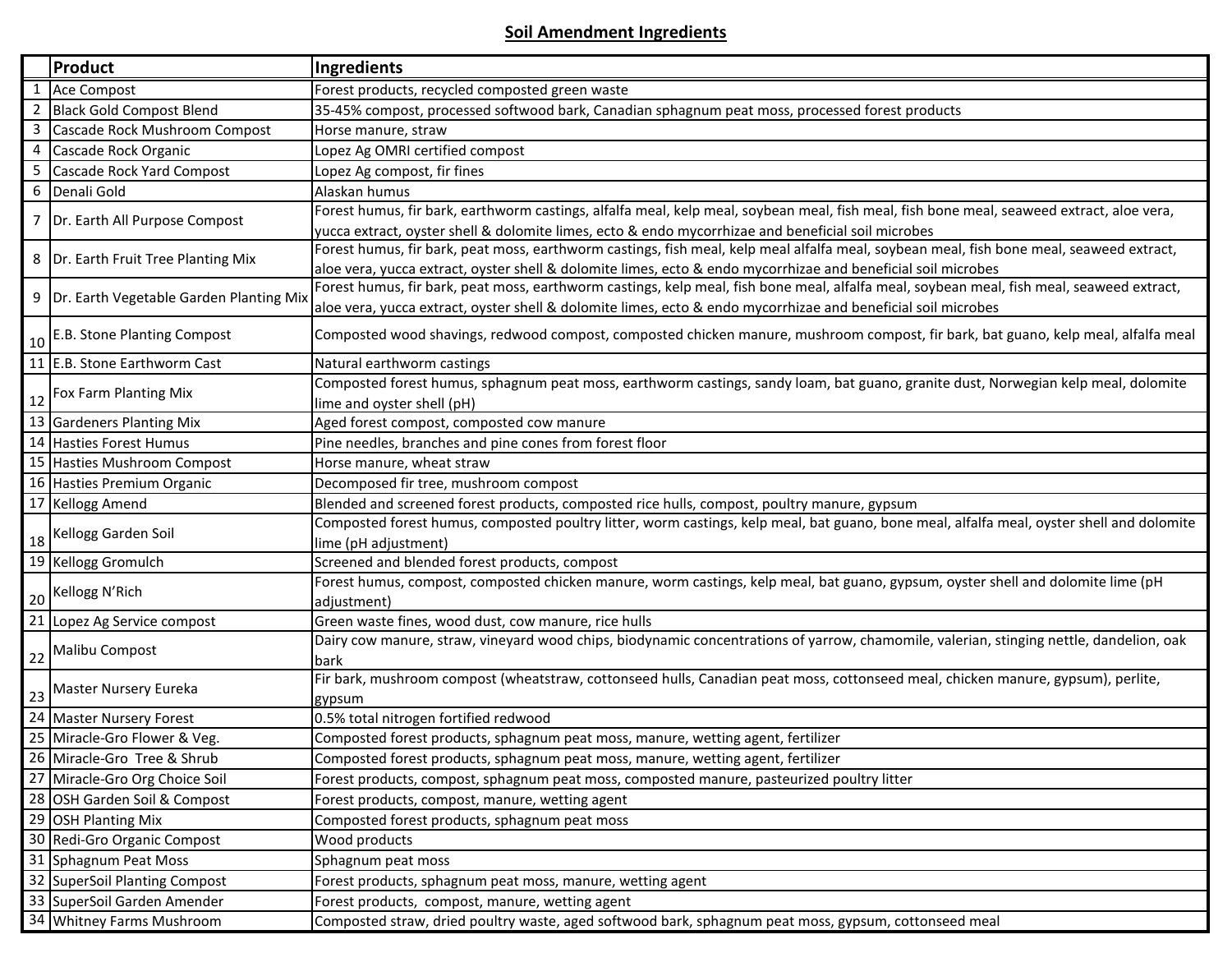## Soil Amendment Ingredients

| | Product | Ingredients |
|---|---|---|
| 1 | Ace Compost | Forest products, recycled composted green waste |
| 2 | Black Gold Compost Blend | 35-45% compost, processed softwood bark, Canadian sphagnum peat moss, processed forest products |
| 3 | Cascade Rock Mushroom Compost | Horse manure, straw |
| 4 | Cascade Rock Organic | Lopez Ag OMRI certified compost |
| 5 | Cascade Rock Yard Compost | Lopez Ag compost, fir fines |
| 6 | Denali Gold | Alaskan humus |
| 7 | Dr. Earth All Purpose Compost | Forest humus, fir bark, earthworm castings, alfalfa meal, kelp meal, soybean meal, fish meal, fish bone meal, seaweed extract, aloe vera, yucca extract, oyster shell & dolomite limes, ecto & endo mycorrhizae and beneficial soil microbes |
| 8 | Dr. Earth Fruit Tree Planting Mix | Forest humus, fir bark, peat moss, earthworm castings, fish meal, kelp meal alfalfa meal, soybean meal, fish bone meal, seaweed extract, aloe vera, yucca extract, oyster shell & dolomite limes, ecto & endo mycorrhizae and beneficial soil microbes |
| 9 | Dr. Earth Vegetable Garden Planting Mix | Forest humus, fir bark, peat moss, earthworm castings, kelp meal, fish bone meal, alfalfa meal, soybean meal, fish meal, seaweed extract, aloe vera, yucca extract, oyster shell & dolomite limes, ecto & endo mycorrhizae and beneficial soil microbes |
| 10 | E.B. Stone Planting Compost | Composted wood shavings, redwood compost, composted chicken manure, mushroom compost, fir bark, bat guano, kelp meal, alfalfa meal |
| 11 | E.B. Stone Earthworm Cast | Natural earthworm castings |
| 12 | Fox Farm Planting Mix | Composted forest humus, sphagnum peat moss, earthworm castings, sandy loam, bat guano, granite dust, Norwegian kelp meal, dolomite lime and oyster shell (pH) |
| 13 | Gardeners Planting Mix | Aged forest compost, composted cow manure |
| 14 | Hasties Forest Humus | Pine needles, branches and pine cones from forest floor |
| 15 | Hasties Mushroom Compost | Horse manure, wheat straw |
| 16 | Hasties Premium Organic | Decomposed fir tree, mushroom compost |
| 17 | Kellogg Amend | Blended and screened forest products, composted rice hulls, compost, poultry manure, gypsum |
| 18 | Kellogg Garden Soil | Composted forest humus, composted poultry litter, worm castings, kelp meal, bat guano, bone meal, alfalfa meal, oyster shell and dolomite lime (pH adjustment) |
| 19 | Kellogg Gromulch | Screened and blended forest products, compost |
| 20 | Kellogg N'Rich | Forest humus, compost, composted chicken manure, worm castings, kelp meal, bat guano, gypsum, oyster shell and dolomite lime (pH adjustment) |
| 21 | Lopez Ag Service compost | Green waste fines, wood dust, cow manure, rice hulls |
| 22 | Malibu Compost | Dairy cow manure, straw, vineyard wood chips, biodynamic concentrations of yarrow, chamomile, valerian, stinging nettle, dandelion, oak bark |
| 23 | Master Nursery Eureka | Fir bark, mushroom compost (wheatstraw, cottonseed hulls, Canadian peat moss, cottonseed meal, chicken manure, gypsum), perlite, gypsum |
| 24 | Master Nursery Forest | 0.5% total nitrogen fortified redwood |
| 25 | Miracle-Gro Flower & Veg. | Composted forest products, sphagnum peat moss, manure, wetting agent, fertilizer |
| 26 | Miracle-Gro Tree & Shrub | Composted forest products, sphagnum peat moss, manure, wetting agent, fertilizer |
| 27 | Miracle-Gro Org Choice Soil | Forest products, compost, sphagnum peat moss, composted manure, pasteurized poultry litter |
| 28 | OSH Garden Soil & Compost | Forest products, compost, manure, wetting agent |
| 29 | OSH Planting Mix | Composted forest products, sphagnum peat moss |
| 30 | Redi-Gro Organic Compost | Wood products |
| 31 | Sphagnum Peat Moss | Sphagnum peat moss |
| 32 | SuperSoil Planting Compost | Forest products, sphagnum peat moss, manure, wetting agent |
| 33 | SuperSoil Garden Amender | Forest products, compost, manure, wetting agent |
| 34 | Whitney Farms Mushroom | Composted straw, dried poultry waste, aged softwood bark, sphagnum peat moss, gypsum, cottonseed meal |